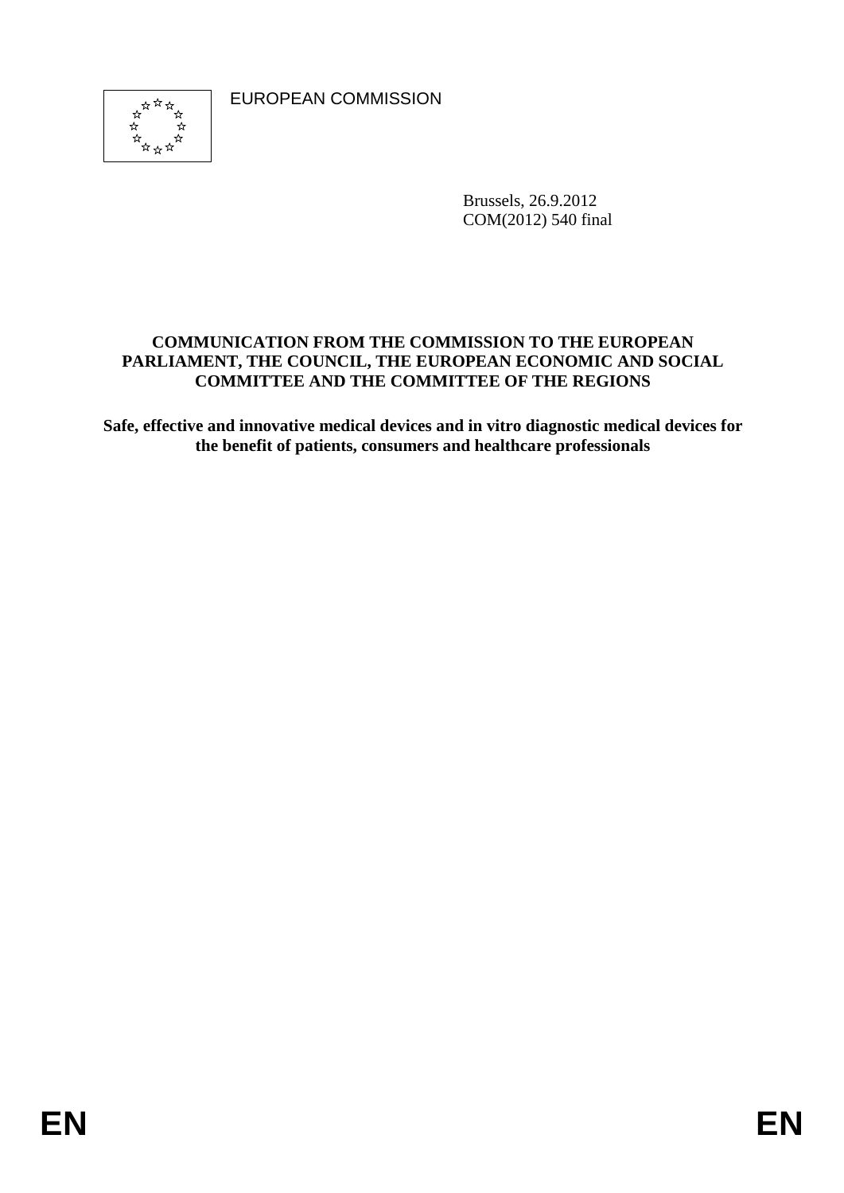EUROPEAN COMMISSION

Brussels, 26.9.2012
COM(2012) 540 final

**COMMUNICATION FROM THE COMMISSION TO THE EUROPEAN PARLIAMENT, THE COUNCIL, THE EUROPEAN ECONOMIC AND SOCIAL COMMITTEE AND THE COMMITTEE OF THE REGIONS**

**Safe, effective and innovative medical devices and in vitro diagnostic medical devices for the benefit of patients, consumers and healthcare professionals**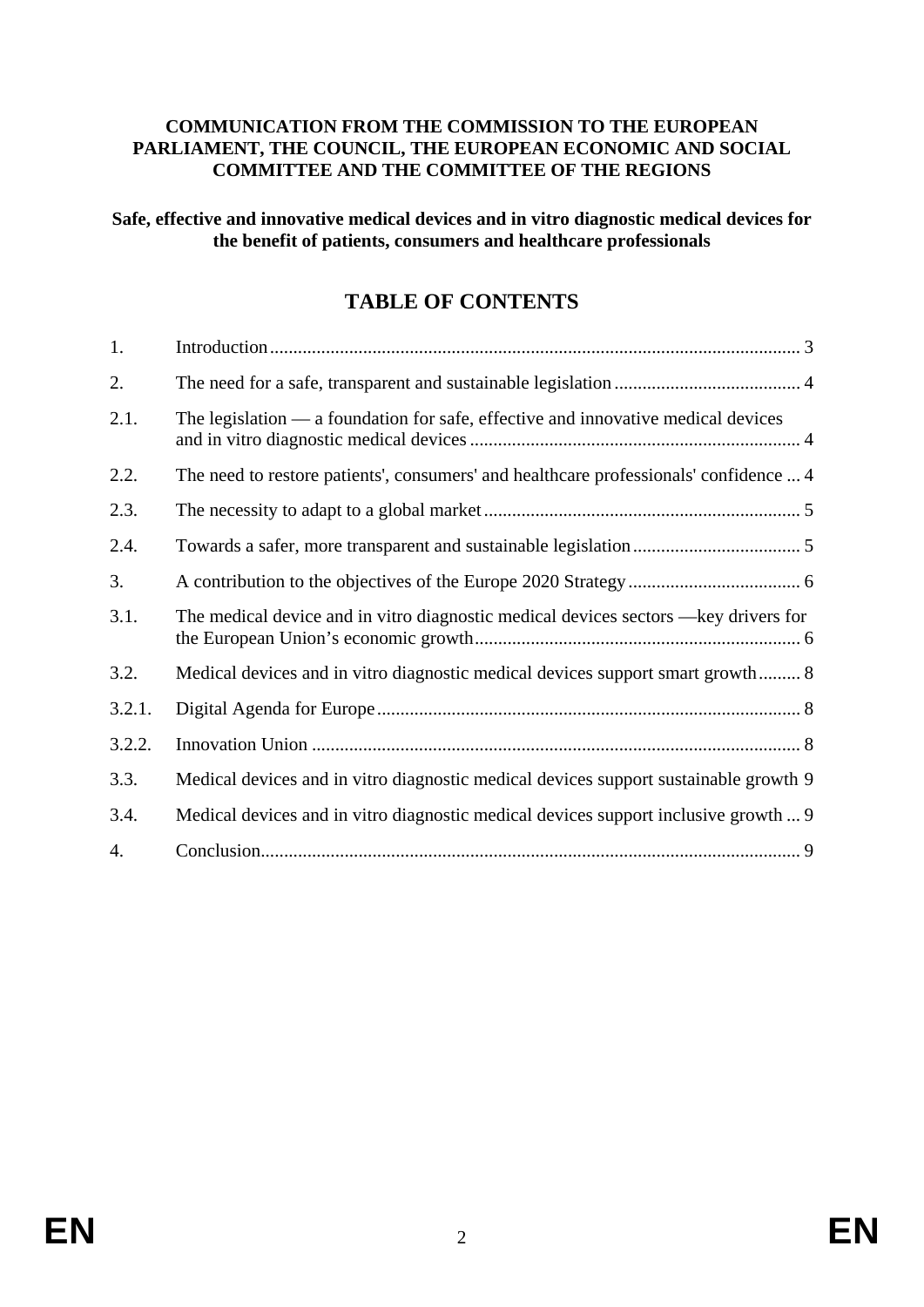**COMMUNICATION FROM THE COMMISSION TO THE EUROPEAN PARLIAMENT, THE COUNCIL, THE EUROPEAN ECONOMIC AND SOCIAL COMMITTEE AND THE COMMITTEE OF THE REGIONS**

**Safe, effective and innovative medical devices and in vitro diagnostic medical devices for the benefit of patients, consumers and healthcare professionals**

## TABLE OF CONTENTS

| | | |
|---|---|---|
| 1. | Introduction | 3 |
| 2. | The need for a safe, transparent and sustainable legislation | 4 |
| 2.1. | The legislation — a foundation for safe, effective and innovative medical devices and in vitro diagnostic medical devices | 4 |
| 2.2. | The need to restore patients', consumers' and healthcare professionals' confidence | 4 |
| 2.3. | The necessity to adapt to a global market | 5 |
| 2.4. | Towards a safer, more transparent and sustainable legislation | 5 |
| 3. | A contribution to the objectives of the Europe 2020 Strategy | 6 |
| 3.1. | The medical device and in vitro diagnostic medical devices sectors —key drivers for the European Union's economic growth | 6 |
| 3.2. | Medical devices and in vitro diagnostic medical devices support smart growth | 8 |
| 3.2.1. | Digital Agenda for Europe | 8 |
| 3.2.2. | Innovation Union | 8 |
| 3.3. | Medical devices and in vitro diagnostic medical devices support sustainable growth | 9 |
| 3.4. | Medical devices and in vitro diagnostic medical devices support inclusive growth | 9 |
| 4. | Conclusion | 9 |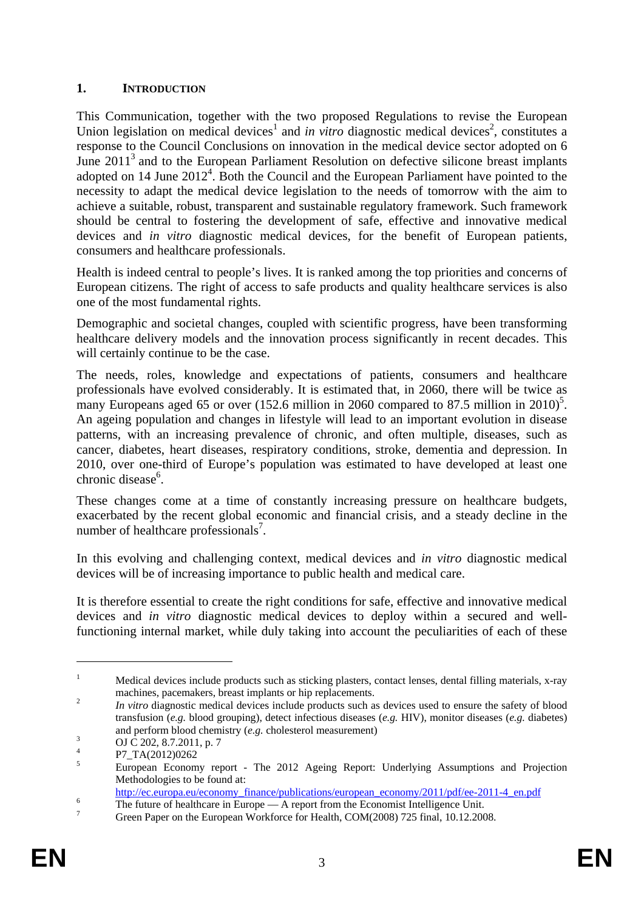## 1. INTRODUCTION

This Communication, together with the two proposed Regulations to revise the European Union legislation on medical devices[1] and *in vitro* diagnostic medical devices[2], constitutes a response to the Council Conclusions on innovation in the medical device sector adopted on 6 June 2011[3] and to the European Parliament Resolution on defective silicone breast implants adopted on 14 June 2012[4]. Both the Council and the European Parliament have pointed to the necessity to adapt the medical device legislation to the needs of tomorrow with the aim to achieve a suitable, robust, transparent and sustainable regulatory framework. Such framework should be central to fostering the development of safe, effective and innovative medical devices and *in vitro* diagnostic medical devices, for the benefit of European patients, consumers and healthcare professionals.

Health is indeed central to people's lives. It is ranked among the top priorities and concerns of European citizens. The right of access to safe products and quality healthcare services is also one of the most fundamental rights.

Demographic and societal changes, coupled with scientific progress, have been transforming healthcare delivery models and the innovation process significantly in recent decades. This will certainly continue to be the case.

The needs, roles, knowledge and expectations of patients, consumers and healthcare professionals have evolved considerably. It is estimated that, in 2060, there will be twice as many Europeans aged 65 or over (152.6 million in 2060 compared to 87.5 million in 2010)[5]. An ageing population and changes in lifestyle will lead to an important evolution in disease patterns, with an increasing prevalence of chronic, and often multiple, diseases, such as cancer, diabetes, heart diseases, respiratory conditions, stroke, dementia and depression. In 2010, over one-third of Europe's population was estimated to have developed at least one chronic disease[6].

These changes come at a time of constantly increasing pressure on healthcare budgets, exacerbated by the recent global economic and financial crisis, and a steady decline in the number of healthcare professionals[7].

In this evolving and challenging context, medical devices and *in vitro* diagnostic medical devices will be of increasing importance to public health and medical care.

It is therefore essential to create the right conditions for safe, effective and innovative medical devices and *in vitro* diagnostic medical devices to deploy within a secured and well-functioning internal market, while duly taking into account the peculiarities of each of these

---

[1] Medical devices include products such as sticking plasters, contact lenses, dental filling materials, x-ray machines, pacemakers, breast implants or hip replacements.

[2] *In vitro* diagnostic medical devices include products such as devices used to ensure the safety of blood transfusion (*e.g.* blood grouping), detect infectious diseases (*e.g.* HIV), monitor diseases (*e.g.* diabetes) and perform blood chemistry (*e.g.* cholesterol measurement)

[3] OJ C 202, 8.7.2011, p. 7

[4] P7_TA(2012)0262

[5] European Economy report - The 2012 Ageing Report: Underlying Assumptions and Projection Methodologies to be found at: http://ec.europa.eu/economy_finance/publications/european_economy/2011/pdf/ee-2011-4_en.pdf

[6] The future of healthcare in Europe — A report from the Economist Intelligence Unit.

[7] Green Paper on the European Workforce for Health, COM(2008) 725 final, 10.12.2008.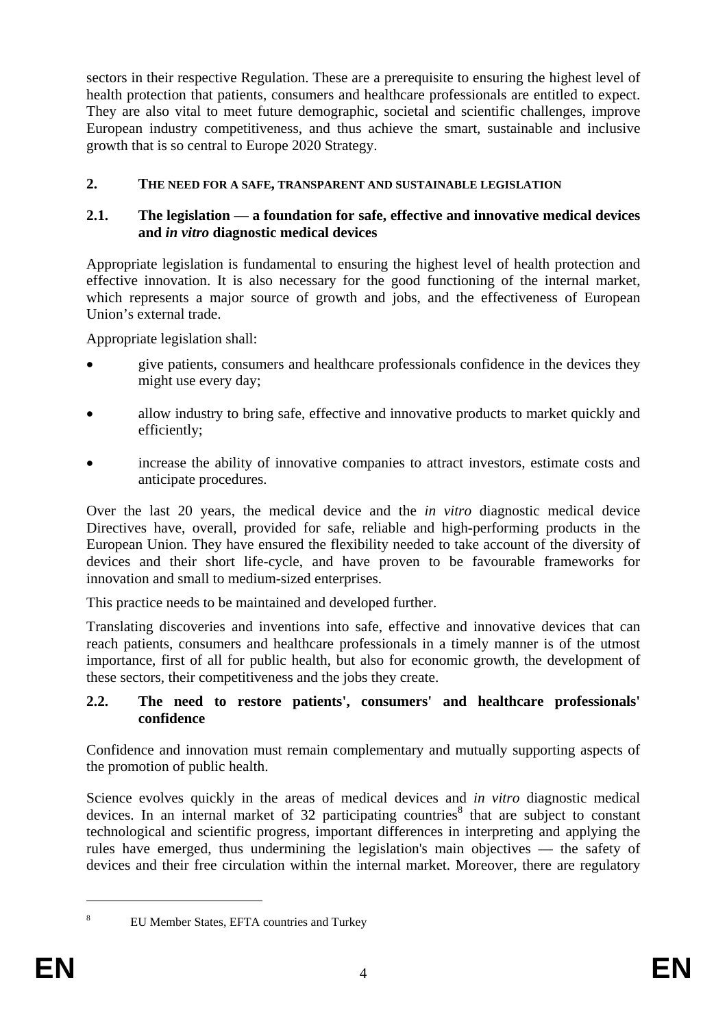sectors in their respective Regulation. These are a prerequisite to ensuring the highest level of health protection that patients, consumers and healthcare professionals are entitled to expect. They are also vital to meet future demographic, societal and scientific challenges, improve European industry competitiveness, and thus achieve the smart, sustainable and inclusive growth that is so central to Europe 2020 Strategy.

## 2. THE NEED FOR A SAFE, TRANSPARENT AND SUSTAINABLE LEGISLATION

### 2.1. The legislation — a foundation for safe, effective and innovative medical devices and *in vitro* diagnostic medical devices

Appropriate legislation is fundamental to ensuring the highest level of health protection and effective innovation. It is also necessary for the good functioning of the internal market, which represents a major source of growth and jobs, and the effectiveness of European Union's external trade.

Appropriate legislation shall:

- give patients, consumers and healthcare professionals confidence in the devices they might use every day;
- allow industry to bring safe, effective and innovative products to market quickly and efficiently;
- increase the ability of innovative companies to attract investors, estimate costs and anticipate procedures.

Over the last 20 years, the medical device and the *in vitro* diagnostic medical device Directives have, overall, provided for safe, reliable and high-performing products in the European Union. They have ensured the flexibility needed to take account of the diversity of devices and their short life-cycle, and have proven to be favourable frameworks for innovation and small to medium-sized enterprises.

This practice needs to be maintained and developed further.

Translating discoveries and inventions into safe, effective and innovative devices that can reach patients, consumers and healthcare professionals in a timely manner is of the utmost importance, first of all for public health, but also for economic growth, the development of these sectors, their competitiveness and the jobs they create.

### 2.2. The need to restore patients', consumers' and healthcare professionals' confidence

Confidence and innovation must remain complementary and mutually supporting aspects of the promotion of public health.

Science evolves quickly in the areas of medical devices and *in vitro* diagnostic medical devices. In an internal market of 32 participating countries[8] that are subject to constant technological and scientific progress, important differences in interpreting and applying the rules have emerged, thus undermining the legislation's main objectives — the safety of devices and their free circulation within the internal market. Moreover, there are regulatory

[8] EU Member States, EFTA countries and Turkey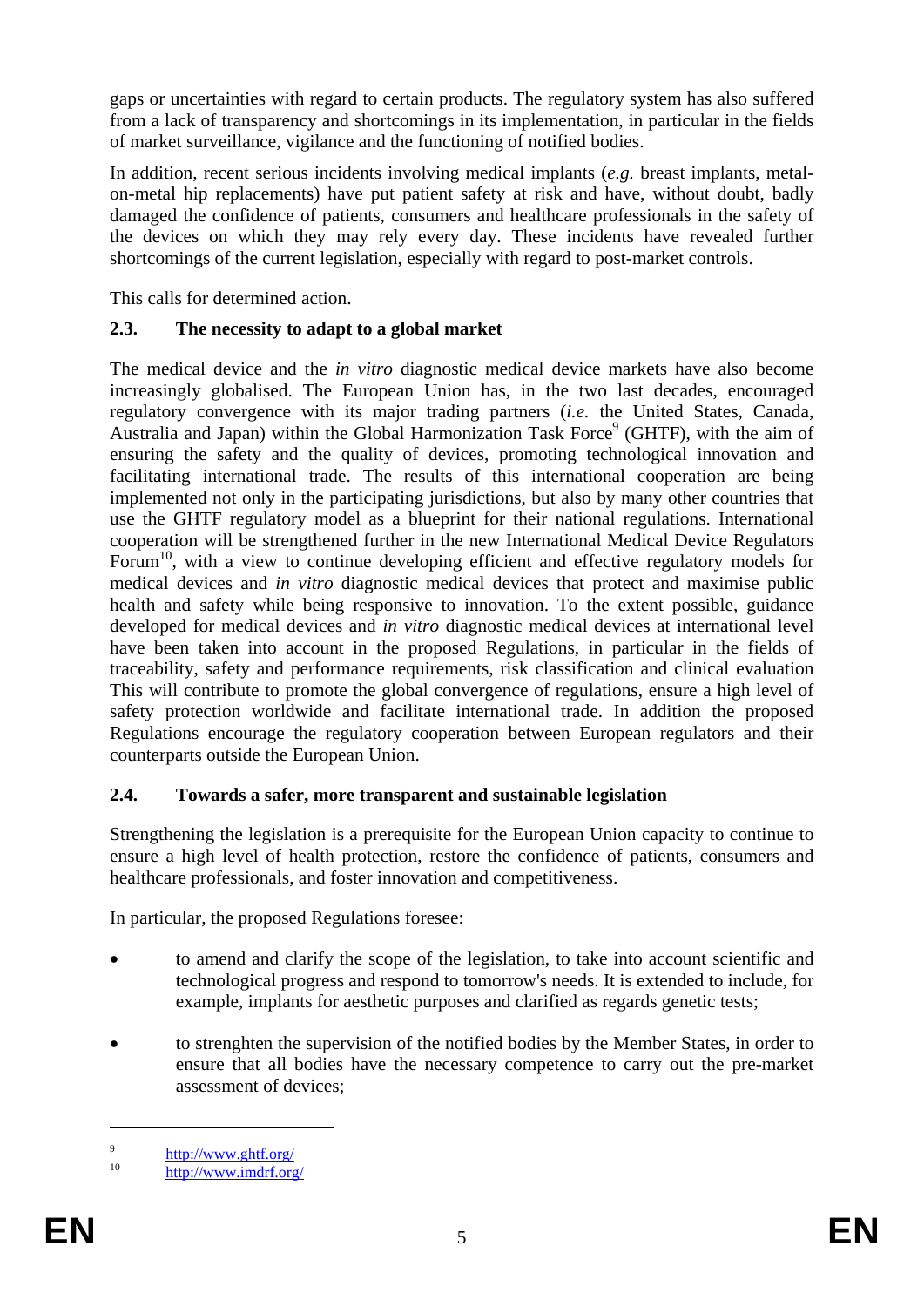gaps or uncertainties with regard to certain products. The regulatory system has also suffered from a lack of transparency and shortcomings in its implementation, in particular in the fields of market surveillance, vigilance and the functioning of notified bodies.

In addition, recent serious incidents involving medical implants (*e.g.* breast implants, metal-on-metal hip replacements) have put patient safety at risk and have, without doubt, badly damaged the confidence of patients, consumers and healthcare professionals in the safety of the devices on which they may rely every day. These incidents have revealed further shortcomings of the current legislation, especially with regard to post-market controls.

This calls for determined action.

### 2.3. The necessity to adapt to a global market

The medical device and the *in vitro* diagnostic medical device markets have also become increasingly globalised. The European Union has, in the two last decades, encouraged regulatory convergence with its major trading partners (*i.e.* the United States, Canada, Australia and Japan) within the Global Harmonization Task Force[9] (GHTF), with the aim of ensuring the safety and the quality of devices, promoting technological innovation and facilitating international trade. The results of this international cooperation are being implemented not only in the participating jurisdictions, but also by many other countries that use the GHTF regulatory model as a blueprint for their national regulations. International cooperation will be strengthened further in the new International Medical Device Regulators Forum[10], with a view to continue developing efficient and effective regulatory models for medical devices and *in vitro* diagnostic medical devices that protect and maximise public health and safety while being responsive to innovation. To the extent possible, guidance developed for medical devices and *in vitro* diagnostic medical devices at international level have been taken into account in the proposed Regulations, in particular in the fields of traceability, safety and performance requirements, risk classification and clinical evaluation This will contribute to promote the global convergence of regulations, ensure a high level of safety protection worldwide and facilitate international trade. In addition the proposed Regulations encourage the regulatory cooperation between European regulators and their counterparts outside the European Union.

### 2.4. Towards a safer, more transparent and sustainable legislation

Strengthening the legislation is a prerequisite for the European Union capacity to continue to ensure a high level of health protection, restore the confidence of patients, consumers and healthcare professionals, and foster innovation and competitiveness.

In particular, the proposed Regulations foresee:

- to amend and clarify the scope of the legislation, to take into account scientific and technological progress and respond to tomorrow's needs. It is extended to include, for example, implants for aesthetic purposes and clarified as regards genetic tests;
- to strenghten the supervision of the notified bodies by the Member States, in order to ensure that all bodies have the necessary competence to carry out the pre-market assessment of devices;

---

[9] http://www.ghtf.org/

[10] http://www.imdrf.org/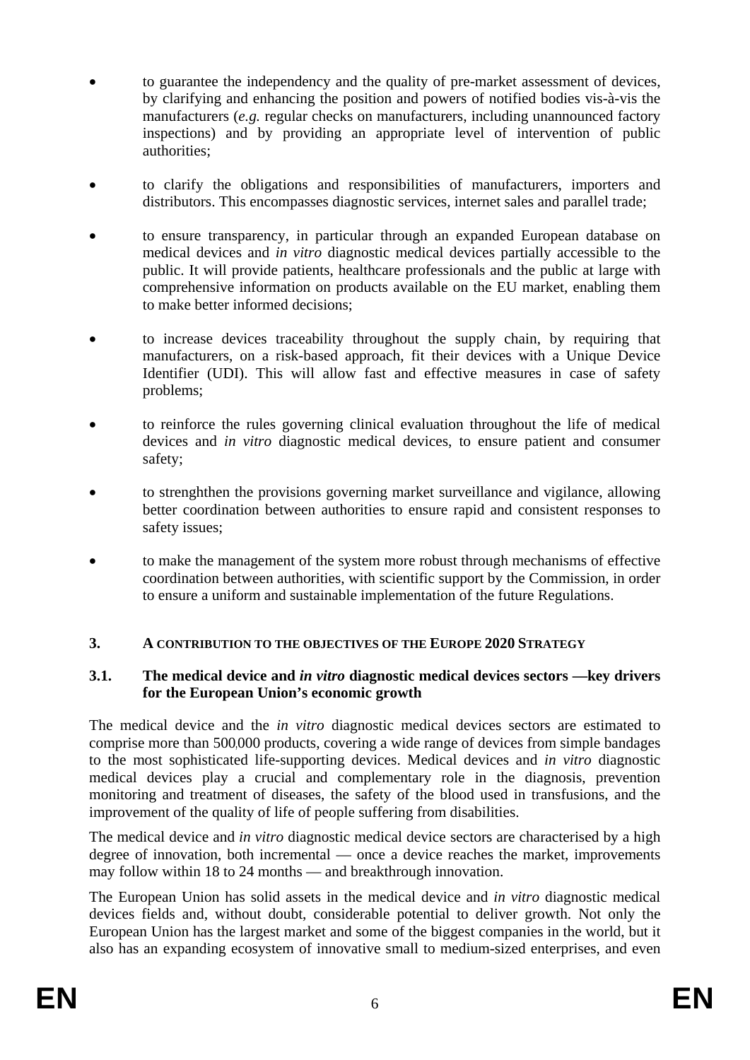- to guarantee the independency and the quality of pre-market assessment of devices, by clarifying and enhancing the position and powers of notified bodies vis-à-vis the manufacturers (*e.g.* regular checks on manufacturers, including unannounced factory inspections) and by providing an appropriate level of intervention of public authorities;

- to clarify the obligations and responsibilities of manufacturers, importers and distributors. This encompasses diagnostic services, internet sales and parallel trade;

- to ensure transparency, in particular through an expanded European database on medical devices and *in vitro* diagnostic medical devices partially accessible to the public. It will provide patients, healthcare professionals and the public at large with comprehensive information on products available on the EU market, enabling them to make better informed decisions;

- to increase devices traceability throughout the supply chain, by requiring that manufacturers, on a risk-based approach, fit their devices with a Unique Device Identifier (UDI). This will allow fast and effective measures in case of safety problems;

- to reinforce the rules governing clinical evaluation throughout the life of medical devices and *in vitro* diagnostic medical devices, to ensure patient and consumer safety;

- to strenghthen the provisions governing market surveillance and vigilance, allowing better coordination between authorities to ensure rapid and consistent responses to safety issues;

- to make the management of the system more robust through mechanisms of effective coordination between authorities, with scientific support by the Commission, in order to ensure a uniform and sustainable implementation of the future Regulations.

## 3. A CONTRIBUTION TO THE OBJECTIVES OF THE EUROPE 2020 STRATEGY

### 3.1. The medical device and *in vitro* diagnostic medical devices sectors —key drivers for the European Union's economic growth

The medical device and the *in vitro* diagnostic medical devices sectors are estimated to comprise more than 500,000 products, covering a wide range of devices from simple bandages to the most sophisticated life-supporting devices. Medical devices and *in vitro* diagnostic medical devices play a crucial and complementary role in the diagnosis, prevention monitoring and treatment of diseases, the safety of the blood used in transfusions, and the improvement of the quality of life of people suffering from disabilities.

The medical device and *in vitro* diagnostic medical device sectors are characterised by a high degree of innovation, both incremental — once a device reaches the market, improvements may follow within 18 to 24 months — and breakthrough innovation.

The European Union has solid assets in the medical device and *in vitro* diagnostic medical devices fields and, without doubt, considerable potential to deliver growth. Not only the European Union has the largest market and some of the biggest companies in the world, but it also has an expanding ecosystem of innovative small to medium-sized enterprises, and even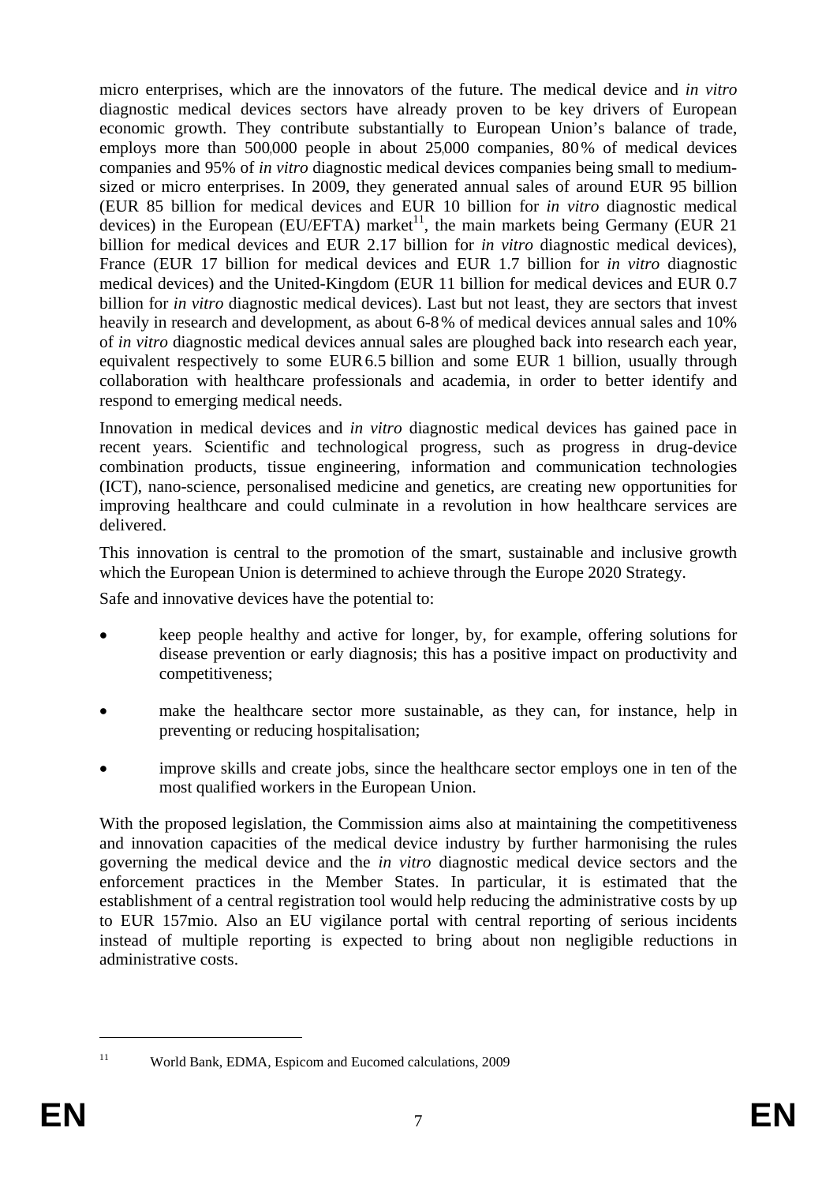micro enterprises, which are the innovators of the future. The medical device and *in vitro* diagnostic medical devices sectors have already proven to be key drivers of European economic growth. They contribute substantially to European Union's balance of trade, employs more than 500,000 people in about 25,000 companies, 80 % of medical devices companies and 95% of *in vitro* diagnostic medical devices companies being small to medium-sized or micro enterprises. In 2009, they generated annual sales of around EUR 95 billion (EUR 85 billion for medical devices and EUR 10 billion for *in vitro* diagnostic medical devices) in the European (EU/EFTA) market[11], the main markets being Germany (EUR 21 billion for medical devices and EUR 2.17 billion for *in vitro* diagnostic medical devices), France (EUR 17 billion for medical devices and EUR 1.7 billion for *in vitro* diagnostic medical devices) and the United-Kingdom (EUR 11 billion for medical devices and EUR 0.7 billion for *in vitro* diagnostic medical devices). Last but not least, they are sectors that invest heavily in research and development, as about 6-8 % of medical devices annual sales and 10% of *in vitro* diagnostic medical devices annual sales are ploughed back into research each year, equivalent respectively to some EUR 6.5 billion and some EUR 1 billion, usually through collaboration with healthcare professionals and academia, in order to better identify and respond to emerging medical needs.

Innovation in medical devices and *in vitro* diagnostic medical devices has gained pace in recent years. Scientific and technological progress, such as progress in drug-device combination products, tissue engineering, information and communication technologies (ICT), nano-science, personalised medicine and genetics, are creating new opportunities for improving healthcare and could culminate in a revolution in how healthcare services are delivered.

This innovation is central to the promotion of the smart, sustainable and inclusive growth which the European Union is determined to achieve through the Europe 2020 Strategy.

Safe and innovative devices have the potential to:

- keep people healthy and active for longer, by, for example, offering solutions for disease prevention or early diagnosis; this has a positive impact on productivity and competitiveness;
- make the healthcare sector more sustainable, as they can, for instance, help in preventing or reducing hospitalisation;
- improve skills and create jobs, since the healthcare sector employs one in ten of the most qualified workers in the European Union.

With the proposed legislation, the Commission aims also at maintaining the competitiveness and innovation capacities of the medical device industry by further harmonising the rules governing the medical device and the *in vitro* diagnostic medical device sectors and the enforcement practices in the Member States. In particular, it is estimated that the establishment of a central registration tool would help reducing the administrative costs by up to EUR 157mio. Also an EU vigilance portal with central reporting of serious incidents instead of multiple reporting is expected to bring about non negligible reductions in administrative costs.

[11] World Bank, EDMA, Espicom and Eucomed calculations, 2009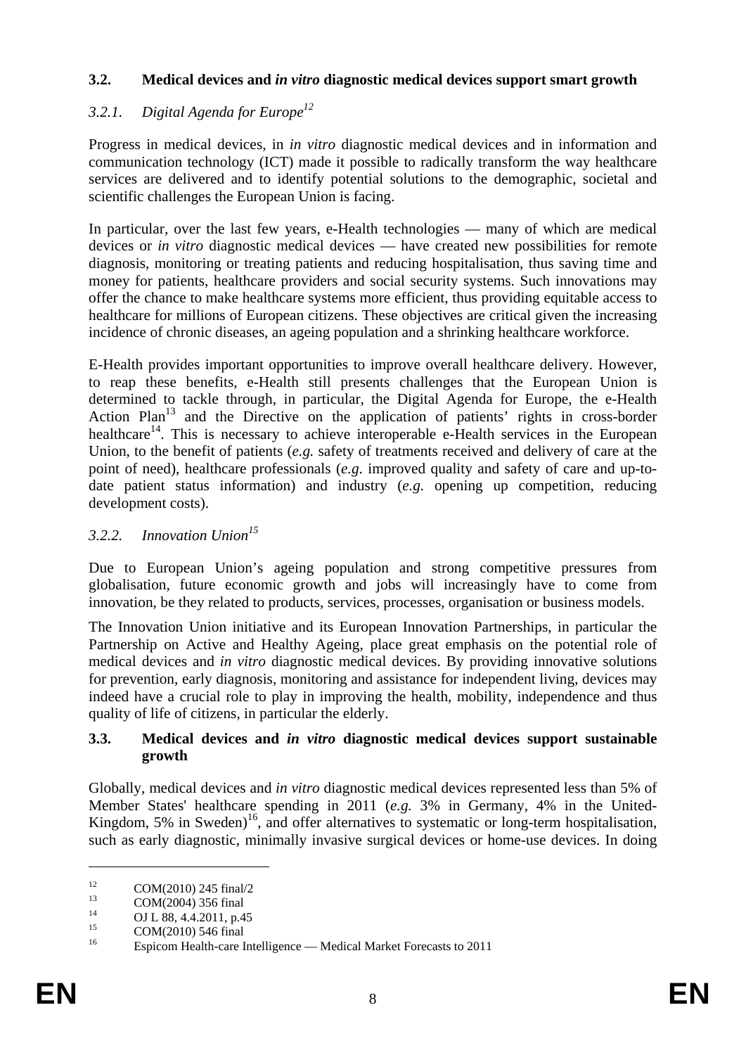### 3.2. Medical devices and *in vitro* diagnostic medical devices support smart growth

#### *3.2.1. Digital Agenda for Europe*[12]

Progress in medical devices, in *in vitro* diagnostic medical devices and in information and communication technology (ICT) made it possible to radically transform the way healthcare services are delivered and to identify potential solutions to the demographic, societal and scientific challenges the European Union is facing.

In particular, over the last few years, e-Health technologies — many of which are medical devices or *in vitro* diagnostic medical devices — have created new possibilities for remote diagnosis, monitoring or treating patients and reducing hospitalisation, thus saving time and money for patients, healthcare providers and social security systems. Such innovations may offer the chance to make healthcare systems more efficient, thus providing equitable access to healthcare for millions of European citizens. These objectives are critical given the increasing incidence of chronic diseases, an ageing population and a shrinking healthcare workforce.

E-Health provides important opportunities to improve overall healthcare delivery. However, to reap these benefits, e-Health still presents challenges that the European Union is determined to tackle through, in particular, the Digital Agenda for Europe, the e-Health Action Plan[13] and the Directive on the application of patients' rights in cross-border healthcare[14]. This is necessary to achieve interoperable e-Health services in the European Union, to the benefit of patients (*e.g.* safety of treatments received and delivery of care at the point of need), healthcare professionals (*e.g*. improved quality and safety of care and up-to-date patient status information) and industry (*e.g.* opening up competition, reducing development costs).

#### *3.2.2. Innovation Union*[15]

Due to European Union's ageing population and strong competitive pressures from globalisation, future economic growth and jobs will increasingly have to come from innovation, be they related to products, services, processes, organisation or business models.

The Innovation Union initiative and its European Innovation Partnerships, in particular the Partnership on Active and Healthy Ageing, place great emphasis on the potential role of medical devices and *in vitro* diagnostic medical devices. By providing innovative solutions for prevention, early diagnosis, monitoring and assistance for independent living, devices may indeed have a crucial role to play in improving the health, mobility, independence and thus quality of life of citizens, in particular the elderly.

### 3.3. Medical devices and *in vitro* diagnostic medical devices support sustainable growth

Globally, medical devices and *in vitro* diagnostic medical devices represented less than 5% of Member States' healthcare spending in 2011 (*e.g.* 3% in Germany, 4% in the United-Kingdom, 5% in Sweden)[16], and offer alternatives to systematic or long-term hospitalisation, such as early diagnostic, minimally invasive surgical devices or home-use devices. In doing

---

[12] COM(2010) 245 final/2

[13] COM(2004) 356 final

[14] OJ L 88, 4.4.2011, p.45

[15] COM(2010) 546 final

[16] Espicom Health-care Intelligence — Medical Market Forecasts to 2011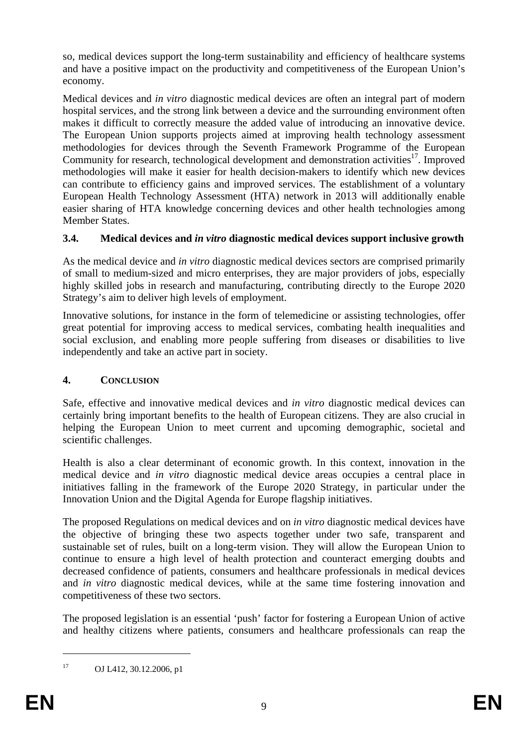so, medical devices support the long-term sustainability and efficiency of healthcare systems and have a positive impact on the productivity and competitiveness of the European Union's economy.

Medical devices and *in vitro* diagnostic medical devices are often an integral part of modern hospital services, and the strong link between a device and the surrounding environment often makes it difficult to correctly measure the added value of introducing an innovative device. The European Union supports projects aimed at improving health technology assessment methodologies for devices through the Seventh Framework Programme of the European Community for research, technological development and demonstration activities[17]. Improved methodologies will make it easier for health decision-makers to identify which new devices can contribute to efficiency gains and improved services. The establishment of a voluntary European Health Technology Assessment (HTA) network in 2013 will additionally enable easier sharing of HTA knowledge concerning devices and other health technologies among Member States.

### 3.4. Medical devices and *in vitro* diagnostic medical devices support inclusive growth

As the medical device and *in vitro* diagnostic medical devices sectors are comprised primarily of small to medium-sized and micro enterprises, they are major providers of jobs, especially highly skilled jobs in research and manufacturing, contributing directly to the Europe 2020 Strategy's aim to deliver high levels of employment.

Innovative solutions, for instance in the form of telemedicine or assisting technologies, offer great potential for improving access to medical services, combating health inequalities and social exclusion, and enabling more people suffering from diseases or disabilities to live independently and take an active part in society.

## 4. CONCLUSION

Safe, effective and innovative medical devices and *in vitro* diagnostic medical devices can certainly bring important benefits to the health of European citizens. They are also crucial in helping the European Union to meet current and upcoming demographic, societal and scientific challenges.

Health is also a clear determinant of economic growth. In this context, innovation in the medical device and *in vitro* diagnostic medical device areas occupies a central place in initiatives falling in the framework of the Europe 2020 Strategy, in particular under the Innovation Union and the Digital Agenda for Europe flagship initiatives.

The proposed Regulations on medical devices and on *in vitro* diagnostic medical devices have the objective of bringing these two aspects together under two safe, transparent and sustainable set of rules, built on a long-term vision. They will allow the European Union to continue to ensure a high level of health protection and counteract emerging doubts and decreased confidence of patients, consumers and healthcare professionals in medical devices and *in vitro* diagnostic medical devices, while at the same time fostering innovation and competitiveness of these two sectors.

The proposed legislation is an essential 'push' factor for fostering a European Union of active and healthy citizens where patients, consumers and healthcare professionals can reap the

---

[17] OJ L412, 30.12.2006, p1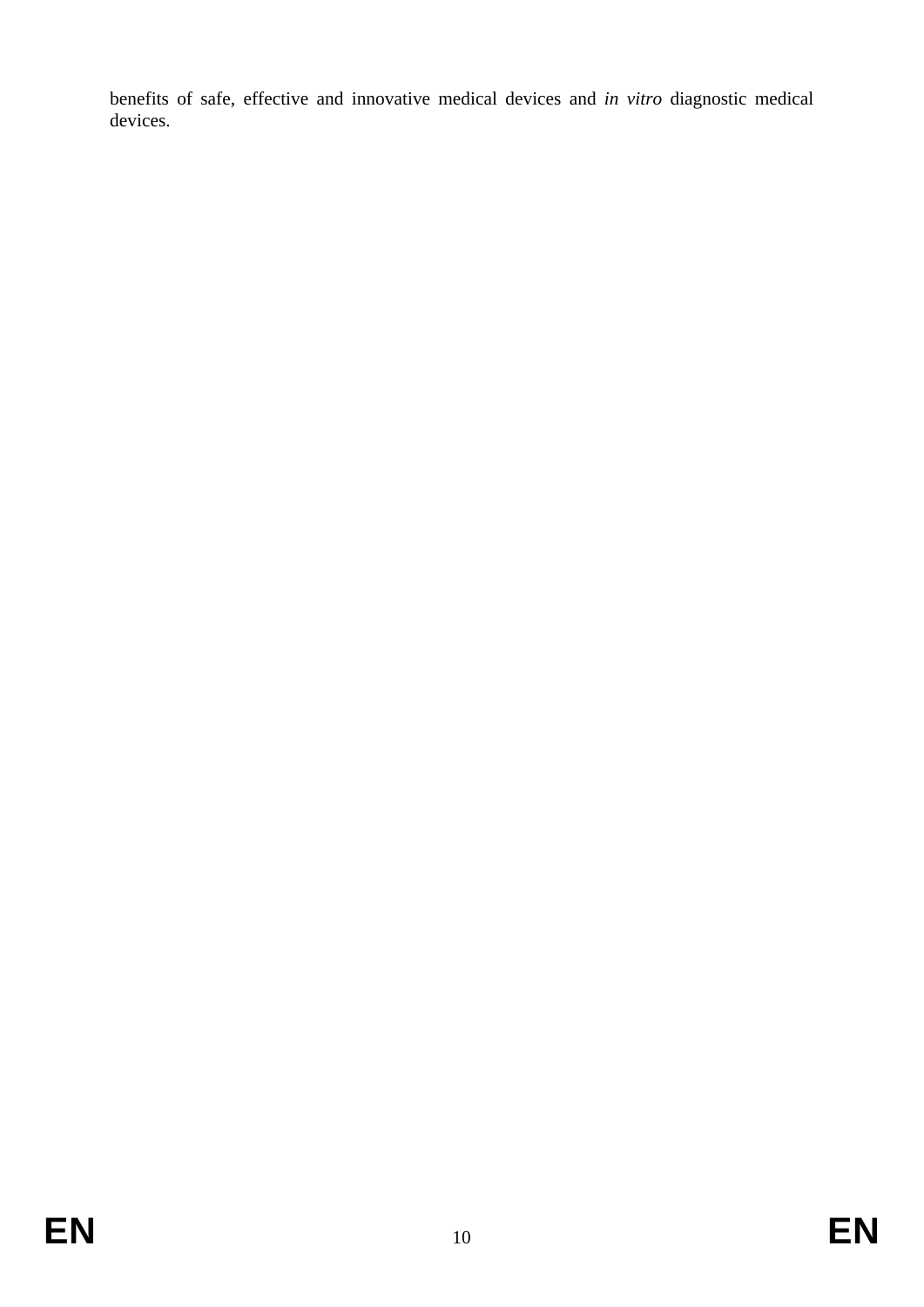benefits of safe, effective and innovative medical devices and *in vitro* diagnostic medical devices.